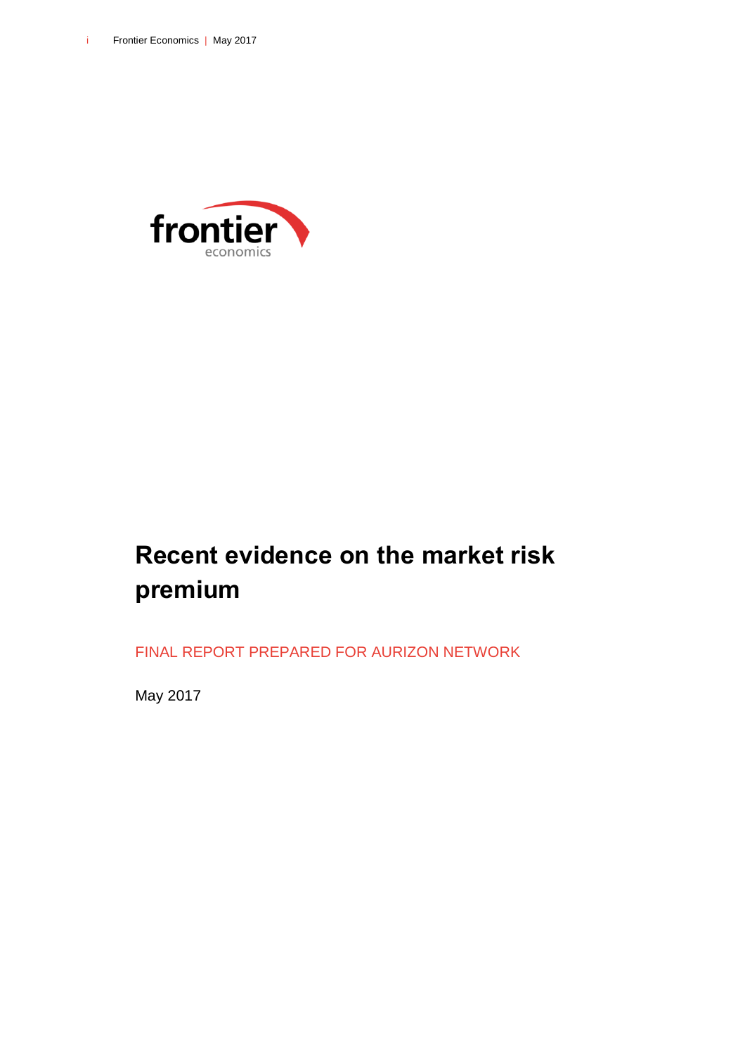# Recent evidence on the market risk premium

FINAL REPORT PREPARED FOR AURIZON NETWORK

May 2017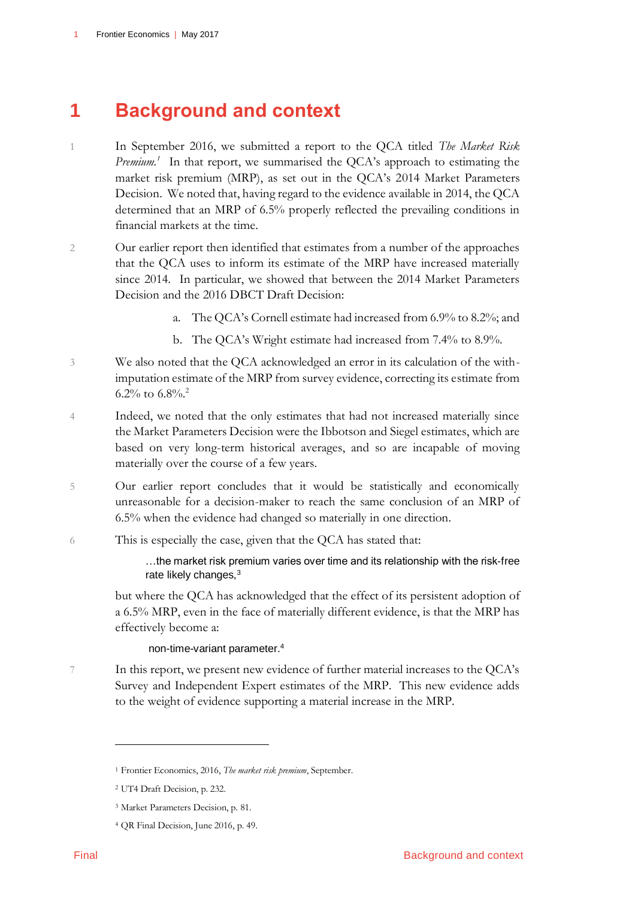# 1 Background and context

1 In September 2016, we submitted a report to the QCA titled *The Market Risk Premium.*[1] In that report, we summarised the QCA's approach to estimating the market risk premium (MRP), as set out in the QCA's 2014 Market Parameters Decision. We noted that, having regard to the evidence available in 2014, the QCA determined that an MRP of 6.5% properly reflected the prevailing conditions in financial markets at the time.

2 Our earlier report then identified that estimates from a number of the approaches that the QCA uses to inform its estimate of the MRP have increased materially since 2014. In particular, we showed that between the 2014 Market Parameters Decision and the 2016 DBCT Draft Decision:

a. The QCA's Cornell estimate had increased from 6.9% to 8.2%; and

b. The QCA's Wright estimate had increased from 7.4% to 8.9%.

3 We also noted that the QCA acknowledged an error in its calculation of the with-imputation estimate of the MRP from survey evidence, correcting its estimate from 6.2% to 6.8%.[2]

4 Indeed, we noted that the only estimates that had not increased materially since the Market Parameters Decision were the Ibbotson and Siegel estimates, which are based on very long-term historical averages, and so are incapable of moving materially over the course of a few years.

5 Our earlier report concludes that it would be statistically and economically unreasonable for a decision-maker to reach the same conclusion of an MRP of 6.5% when the evidence had changed so materially in one direction.

6 This is especially the case, given that the QCA has stated that:

> …the market risk premium varies over time and its relationship with the risk-free rate likely changes,[3]

but where the QCA has acknowledged that the effect of its persistent adoption of a 6.5% MRP, even in the face of materially different evidence, is that the MRP has effectively become a:

> non-time-variant parameter.[4]

7 In this report, we present new evidence of further material increases to the QCA's Survey and Independent Expert estimates of the MRP. This new evidence adds to the weight of evidence supporting a material increase in the MRP.

---

[1] Frontier Economics, 2016, *The market risk premium*, September.

[2] UT4 Draft Decision, p. 232.

[3] Market Parameters Decision, p. 81.

[4] QR Final Decision, June 2016, p. 49.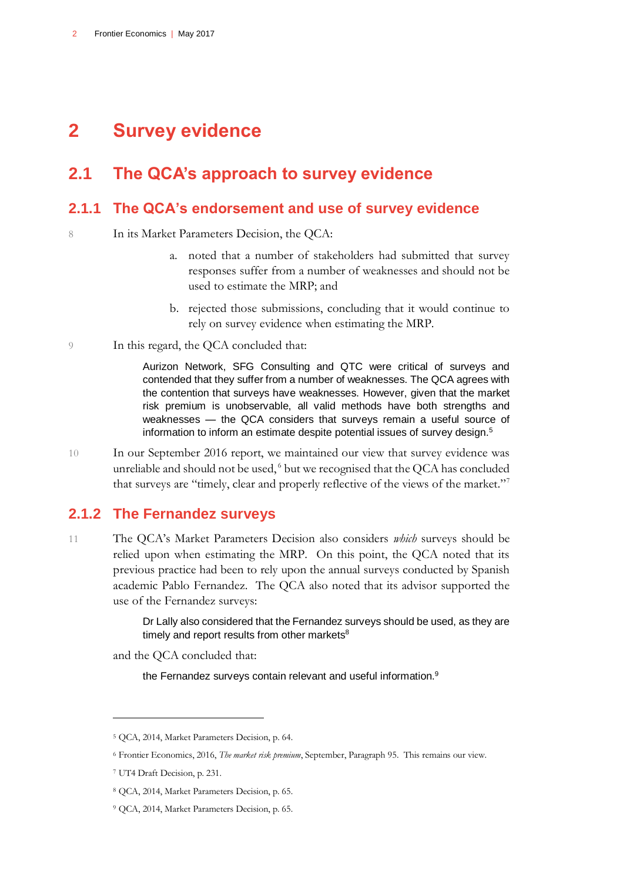# 2 Survey evidence

## 2.1 The QCA's approach to survey evidence

### 2.1.1 The QCA's endorsement and use of survey evidence

8 In its Market Parameters Decision, the QCA:

a. noted that a number of stakeholders had submitted that survey responses suffer from a number of weaknesses and should not be used to estimate the MRP; and

b. rejected those submissions, concluding that it would continue to rely on survey evidence when estimating the MRP.

9 In this regard, the QCA concluded that:

> Aurizon Network, SFG Consulting and QTC were critical of surveys and contended that they suffer from a number of weaknesses. The QCA agrees with the contention that surveys have weaknesses. However, given that the market risk premium is unobservable, all valid methods have both strengths and weaknesses — the QCA considers that surveys remain a useful source of information to inform an estimate despite potential issues of survey design.[5]

10 In our September 2016 report, we maintained our view that survey evidence was unreliable and should not be used,[6] but we recognised that the QCA has concluded that surveys are "timely, clear and properly reflective of the views of the market."[7]

### 2.1.2 The Fernandez surveys

11 The QCA's Market Parameters Decision also considers *which* surveys should be relied upon when estimating the MRP. On this point, the QCA noted that its previous practice had been to rely upon the annual surveys conducted by Spanish academic Pablo Fernandez. The QCA also noted that its advisor supported the use of the Fernandez surveys:

> Dr Lally also considered that the Fernandez surveys should be used, as they are timely and report results from other markets[8]

and the QCA concluded that:

> the Fernandez surveys contain relevant and useful information.[9]

---

[5] QCA, 2014, Market Parameters Decision, p. 64.

[6] Frontier Economics, 2016, *The market risk premium*, September, Paragraph 95. This remains our view.

[7] UT4 Draft Decision, p. 231.

[8] QCA, 2014, Market Parameters Decision, p. 65.

[9] QCA, 2014, Market Parameters Decision, p. 65.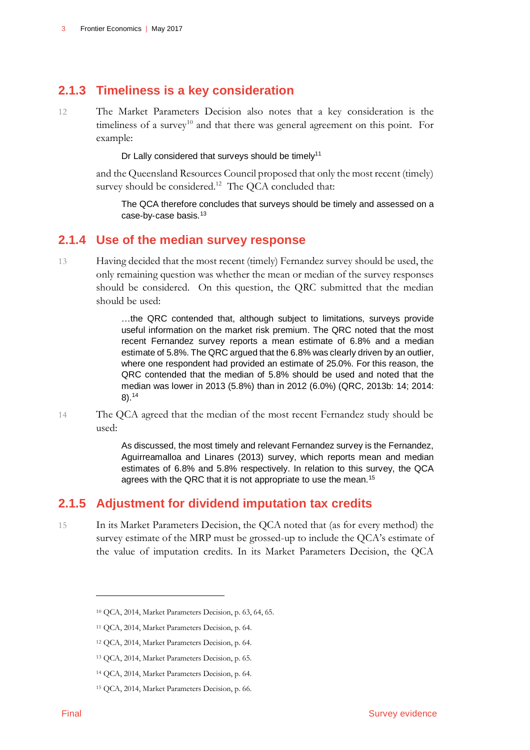### 2.1.3 Timeliness is a key consideration

12 The Market Parameters Decision also notes that a key consideration is the timeliness of a survey[10] and that there was general agreement on this point. For example:

> Dr Lally considered that surveys should be timely[11]

and the Queensland Resources Council proposed that only the most recent (timely) survey should be considered.[12] The QCA concluded that:

> The QCA therefore concludes that surveys should be timely and assessed on a case-by-case basis.[13]

### 2.1.4 Use of the median survey response

13 Having decided that the most recent (timely) Fernandez survey should be used, the only remaining question was whether the mean or median of the survey responses should be considered. On this question, the QRC submitted that the median should be used:

> …the QRC contended that, although subject to limitations, surveys provide useful information on the market risk premium. The QRC noted that the most recent Fernandez survey reports a mean estimate of 6.8% and a median estimate of 5.8%. The QRC argued that the 6.8% was clearly driven by an outlier, where one respondent had provided an estimate of 25.0%. For this reason, the QRC contended that the median of 5.8% should be used and noted that the median was lower in 2013 (5.8%) than in 2012 (6.0%) (QRC, 2013b: 14; 2014: 8).[14]

14 The QCA agreed that the median of the most recent Fernandez study should be used:

> As discussed, the most timely and relevant Fernandez survey is the Fernandez, Aguirreamalloa and Linares (2013) survey, which reports mean and median estimates of 6.8% and 5.8% respectively. In relation to this survey, the QCA agrees with the QRC that it is not appropriate to use the mean.[15]

### 2.1.5 Adjustment for dividend imputation tax credits

15 In its Market Parameters Decision, the QCA noted that (as for every method) the survey estimate of the MRP must be grossed-up to include the QCA's estimate of the value of imputation credits. In its Market Parameters Decision, the QCA

---

[10] QCA, 2014, Market Parameters Decision, p. 63, 64, 65.

[11] QCA, 2014, Market Parameters Decision, p. 64.

[12] QCA, 2014, Market Parameters Decision, p. 64.

[13] QCA, 2014, Market Parameters Decision, p. 65.

[14] QCA, 2014, Market Parameters Decision, p. 64.

[15] QCA, 2014, Market Parameters Decision, p. 66.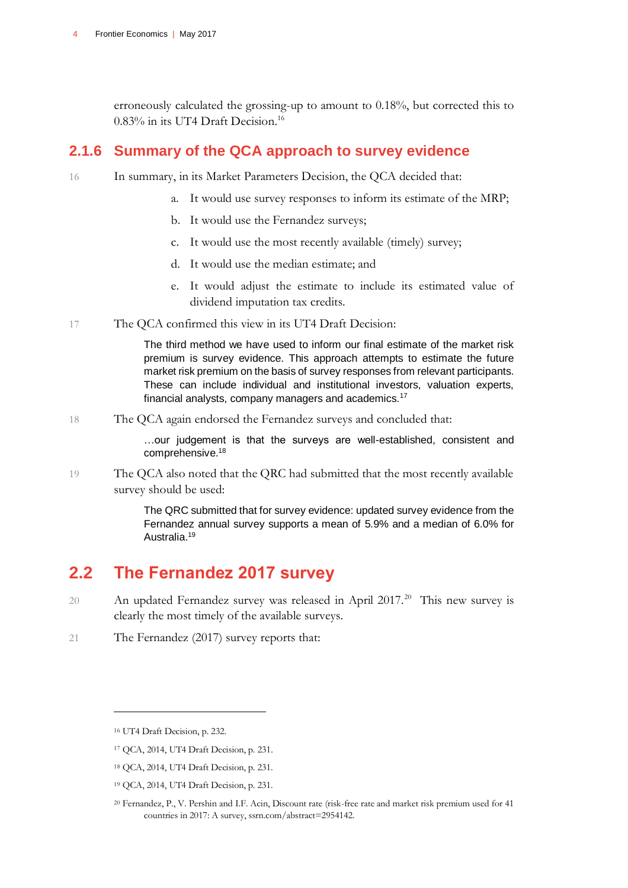erroneously calculated the grossing-up to amount to 0.18%, but corrected this to 0.83% in its UT4 Draft Decision.[16]

### 2.1.6 Summary of the QCA approach to survey evidence

16 In summary, in its Market Parameters Decision, the QCA decided that:

a. It would use survey responses to inform its estimate of the MRP;

b. It would use the Fernandez surveys;

c. It would use the most recently available (timely) survey;

d. It would use the median estimate; and

e. It would adjust the estimate to include its estimated value of dividend imputation tax credits.

17 The QCA confirmed this view in its UT4 Draft Decision:

> The third method we have used to inform our final estimate of the market risk premium is survey evidence. This approach attempts to estimate the future market risk premium on the basis of survey responses from relevant participants. These can include individual and institutional investors, valuation experts, financial analysts, company managers and academics.[17]

18 The QCA again endorsed the Fernandez surveys and concluded that:

> …our judgement is that the surveys are well-established, consistent and comprehensive.[18]

19 The QCA also noted that the QRC had submitted that the most recently available survey should be used:

> The QRC submitted that for survey evidence: updated survey evidence from the Fernandez annual survey supports a mean of 5.9% and a median of 6.0% for Australia.[19]

## 2.2 The Fernandez 2017 survey

20 An updated Fernandez survey was released in April 2017.[20] This new survey is clearly the most timely of the available surveys.

21 The Fernandez (2017) survey reports that:

---

[16] UT4 Draft Decision, p. 232.

[17] QCA, 2014, UT4 Draft Decision, p. 231.

[18] QCA, 2014, UT4 Draft Decision, p. 231.

[19] QCA, 2014, UT4 Draft Decision, p. 231.

[20] Fernandez, P., V. Pershin and I.F. Acin, Discount rate (risk-free rate and market risk premium used for 41 countries in 2017: A survey, ssrn.com/abstract=2954142.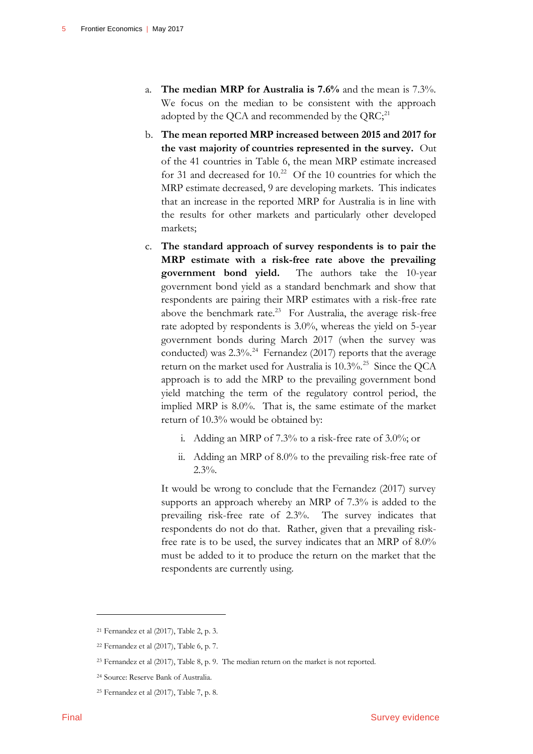a. **The median MRP for Australia is 7.6%** and the mean is 7.3%. We focus on the median to be consistent with the approach adopted by the QCA and recommended by the QRC;[21]

b. **The mean reported MRP increased between 2015 and 2017 for the vast majority of countries represented in the survey.** Out of the 41 countries in Table 6, the mean MRP estimate increased for 31 and decreased for 10.[22] Of the 10 countries for which the MRP estimate decreased, 9 are developing markets. This indicates that an increase in the reported MRP for Australia is in line with the results for other markets and particularly other developed markets;

c. **The standard approach of survey respondents is to pair the MRP estimate with a risk-free rate above the prevailing government bond yield.** The authors take the 10-year government bond yield as a standard benchmark and show that respondents are pairing their MRP estimates with a risk-free rate above the benchmark rate.[23] For Australia, the average risk-free rate adopted by respondents is 3.0%, whereas the yield on 5-year government bonds during March 2017 (when the survey was conducted) was 2.3%.[24] Fernandez (2017) reports that the average return on the market used for Australia is 10.3%.[25] Since the QCA approach is to add the MRP to the prevailing government bond yield matching the term of the regulatory control period, the implied MRP is 8.0%. That is, the same estimate of the market return of 10.3% would be obtained by:

   i. Adding an MRP of 7.3% to a risk-free rate of 3.0%; or

   ii. Adding an MRP of 8.0% to the prevailing risk-free rate of 2.3%.

   It would be wrong to conclude that the Fernandez (2017) survey supports an approach whereby an MRP of 7.3% is added to the prevailing risk-free rate of 2.3%. The survey indicates that respondents do not do that. Rather, given that a prevailing risk-free rate is to be used, the survey indicates that an MRP of 8.0% must be added to it to produce the return on the market that the respondents are currently using.

---

[21] Fernandez et al (2017), Table 2, p. 3.

[22] Fernandez et al (2017), Table 6, p. 7.

[23] Fernandez et al (2017), Table 8, p. 9. The median return on the market is not reported.

[24] Source: Reserve Bank of Australia.

[25] Fernandez et al (2017), Table 7, p. 8.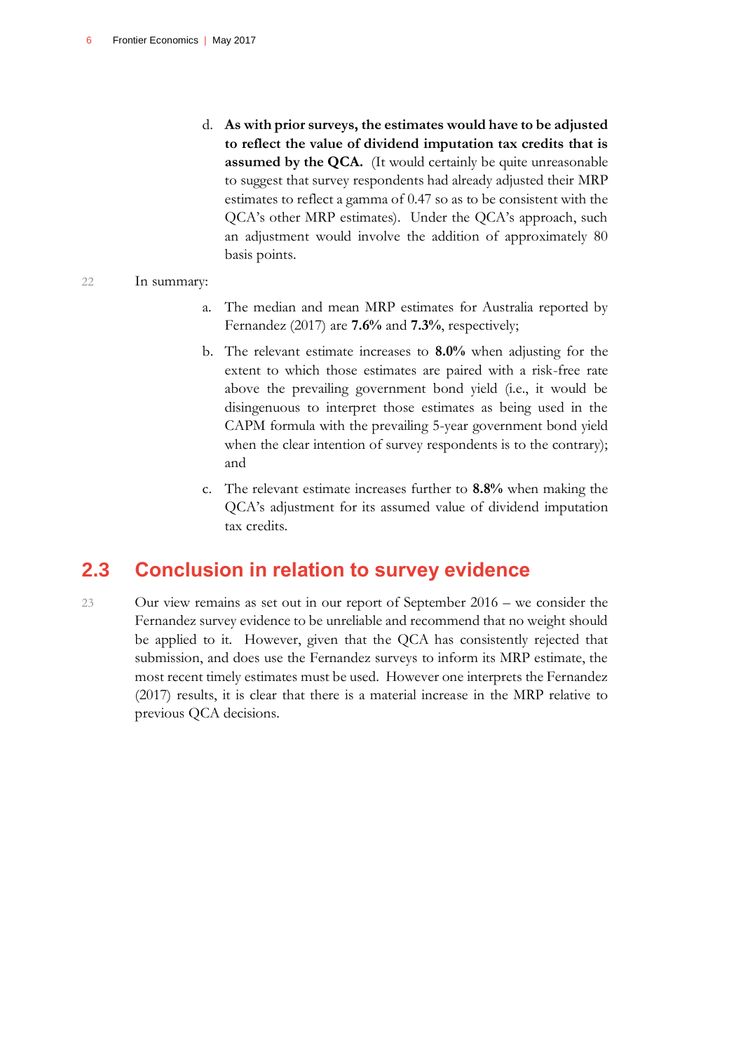d. **As with prior surveys, the estimates would have to be adjusted to reflect the value of dividend imputation tax credits that is assumed by the QCA.** (It would certainly be quite unreasonable to suggest that survey respondents had already adjusted their MRP estimates to reflect a gamma of 0.47 so as to be consistent with the QCA's other MRP estimates). Under the QCA's approach, such an adjustment would involve the addition of approximately 80 basis points.

22 In summary:

a. The median and mean MRP estimates for Australia reported by Fernandez (2017) are **7.6%** and **7.3%**, respectively;

b. The relevant estimate increases to **8.0%** when adjusting for the extent to which those estimates are paired with a risk-free rate above the prevailing government bond yield (i.e., it would be disingenuous to interpret those estimates as being used in the CAPM formula with the prevailing 5-year government bond yield when the clear intention of survey respondents is to the contrary); and

c. The relevant estimate increases further to **8.8%** when making the QCA's adjustment for its assumed value of dividend imputation tax credits.

## 2.3 Conclusion in relation to survey evidence

23 Our view remains as set out in our report of September 2016 – we consider the Fernandez survey evidence to be unreliable and recommend that no weight should be applied to it. However, given that the QCA has consistently rejected that submission, and does use the Fernandez surveys to inform its MRP estimate, the most recent timely estimates must be used. However one interprets the Fernandez (2017) results, it is clear that there is a material increase in the MRP relative to previous QCA decisions.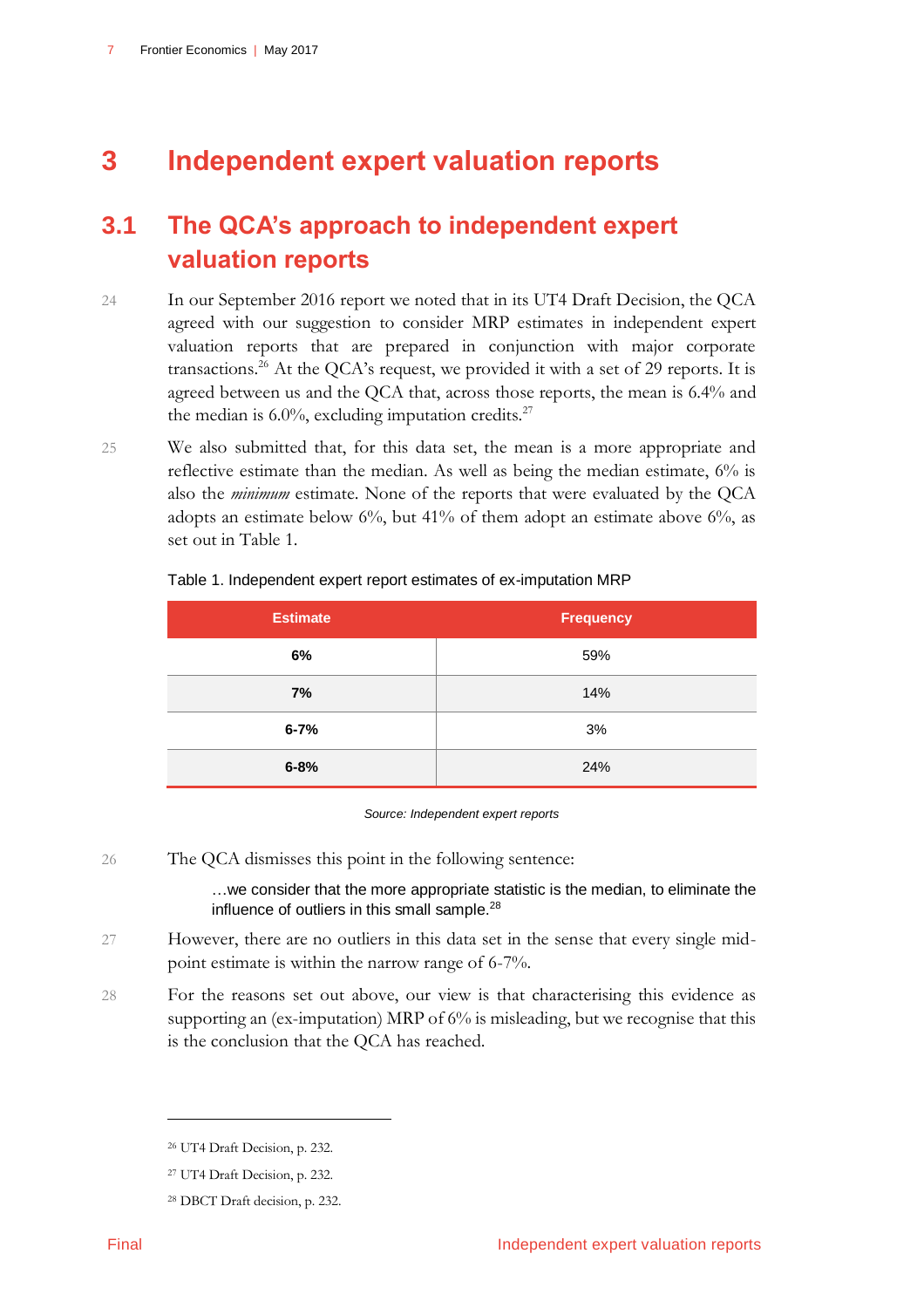# 3 Independent expert valuation reports

## 3.1 The QCA's approach to independent expert valuation reports

24 In our September 2016 report we noted that in its UT4 Draft Decision, the QCA agreed with our suggestion to consider MRP estimates in independent expert valuation reports that are prepared in conjunction with major corporate transactions.[26] At the QCA's request, we provided it with a set of 29 reports. It is agreed between us and the QCA that, across those reports, the mean is 6.4% and the median is 6.0%, excluding imputation credits.[27]

25 We also submitted that, for this data set, the mean is a more appropriate and reflective estimate than the median. As well as being the median estimate, 6% is also the *minimum* estimate. None of the reports that were evaluated by the QCA adopts an estimate below 6%, but 41% of them adopt an estimate above 6%, as set out in Table 1.

Table 1. Independent expert report estimates of ex-imputation MRP

| Estimate | Frequency |
|---|---|
| **6%** | 59% |
| **7%** | 14% |
| **6-7%** | 3% |
| **6-8%** | 24% |

*Source: Independent expert reports*

26 The QCA dismisses this point in the following sentence:

> …we consider that the more appropriate statistic is the median, to eliminate the influence of outliers in this small sample.[28]

27 However, there are no outliers in this data set in the sense that every single mid-point estimate is within the narrow range of 6-7%.

28 For the reasons set out above, our view is that characterising this evidence as supporting an (ex-imputation) MRP of 6% is misleading, but we recognise that this is the conclusion that the QCA has reached.

---

[26] UT4 Draft Decision, p. 232.

[27] UT4 Draft Decision, p. 232.

[28] DBCT Draft decision, p. 232.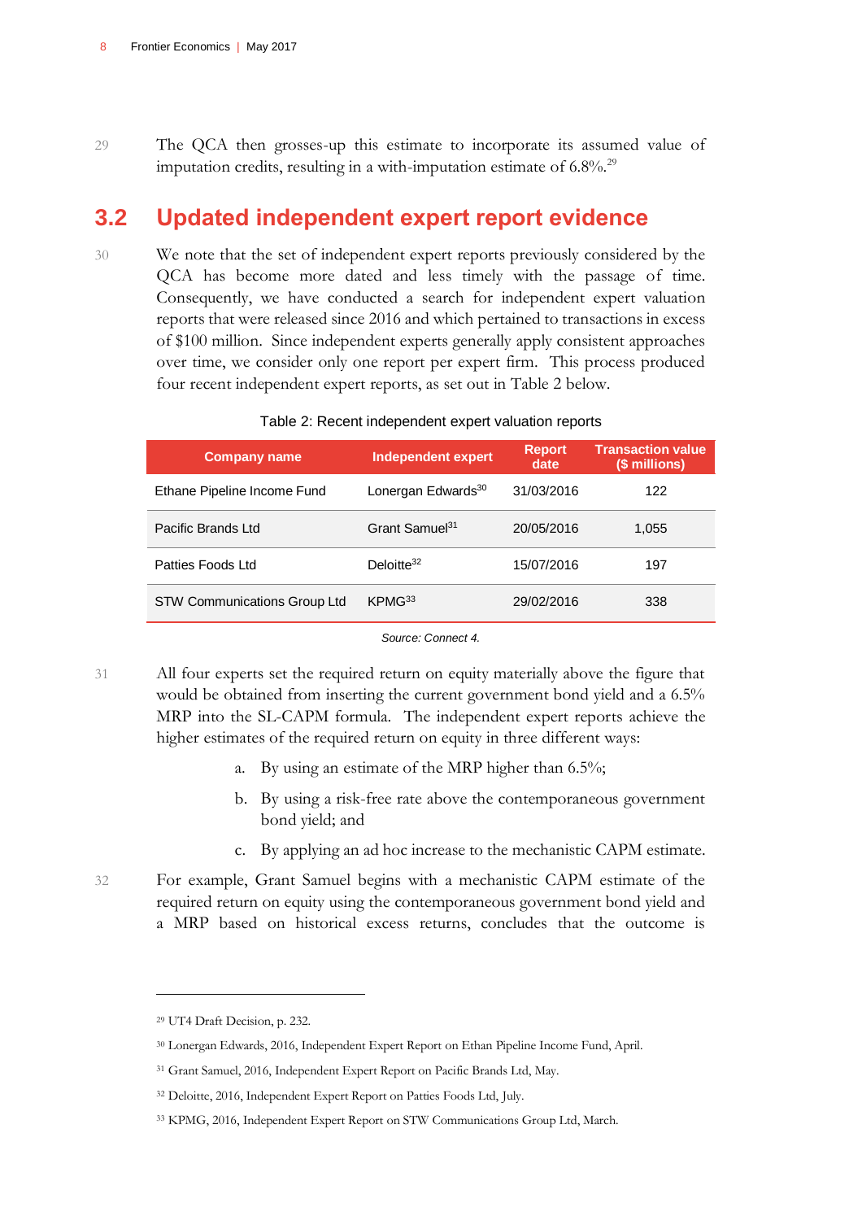29 The QCA then grosses-up this estimate to incorporate its assumed value of imputation credits, resulting in a with-imputation estimate of 6.8%.[29]

## 3.2 Updated independent expert report evidence

30 We note that the set of independent expert reports previously considered by the QCA has become more dated and less timely with the passage of time. Consequently, we have conducted a search for independent expert valuation reports that were released since 2016 and which pertained to transactions in excess of $100 million. Since independent experts generally apply consistent approaches over time, we consider only one report per expert firm. This process produced four recent independent expert reports, as set out in Table 2 below.

Table 2: Recent independent expert valuation reports

| Company name | Independent expert | Report date | Transaction value ($ millions) |
|---|---|---|---|
| Ethane Pipeline Income Fund | Lonergan Edwards[30] | 31/03/2016 | 122 |
| Pacific Brands Ltd | Grant Samuel[31] | 20/05/2016 | 1,055 |
| Patties Foods Ltd | Deloitte[32] | 15/07/2016 | 197 |
| STW Communications Group Ltd | KPMG[33] | 29/02/2016 | 338 |

*Source: Connect 4.*

31 All four experts set the required return on equity materially above the figure that would be obtained from inserting the current government bond yield and a 6.5% MRP into the SL-CAPM formula. The independent expert reports achieve the higher estimates of the required return on equity in three different ways:

a. By using an estimate of the MRP higher than 6.5%;

b. By using a risk-free rate above the contemporaneous government bond yield; and

c. By applying an ad hoc increase to the mechanistic CAPM estimate.

32 For example, Grant Samuel begins with a mechanistic CAPM estimate of the required return on equity using the contemporaneous government bond yield and a MRP based on historical excess returns, concludes that the outcome is

---

[29] UT4 Draft Decision, p. 232.

[30] Lonergan Edwards, 2016, Independent Expert Report on Ethan Pipeline Income Fund, April.

[31] Grant Samuel, 2016, Independent Expert Report on Pacific Brands Ltd, May.

[32] Deloitte, 2016, Independent Expert Report on Patties Foods Ltd, July.

[33] KPMG, 2016, Independent Expert Report on STW Communications Group Ltd, March.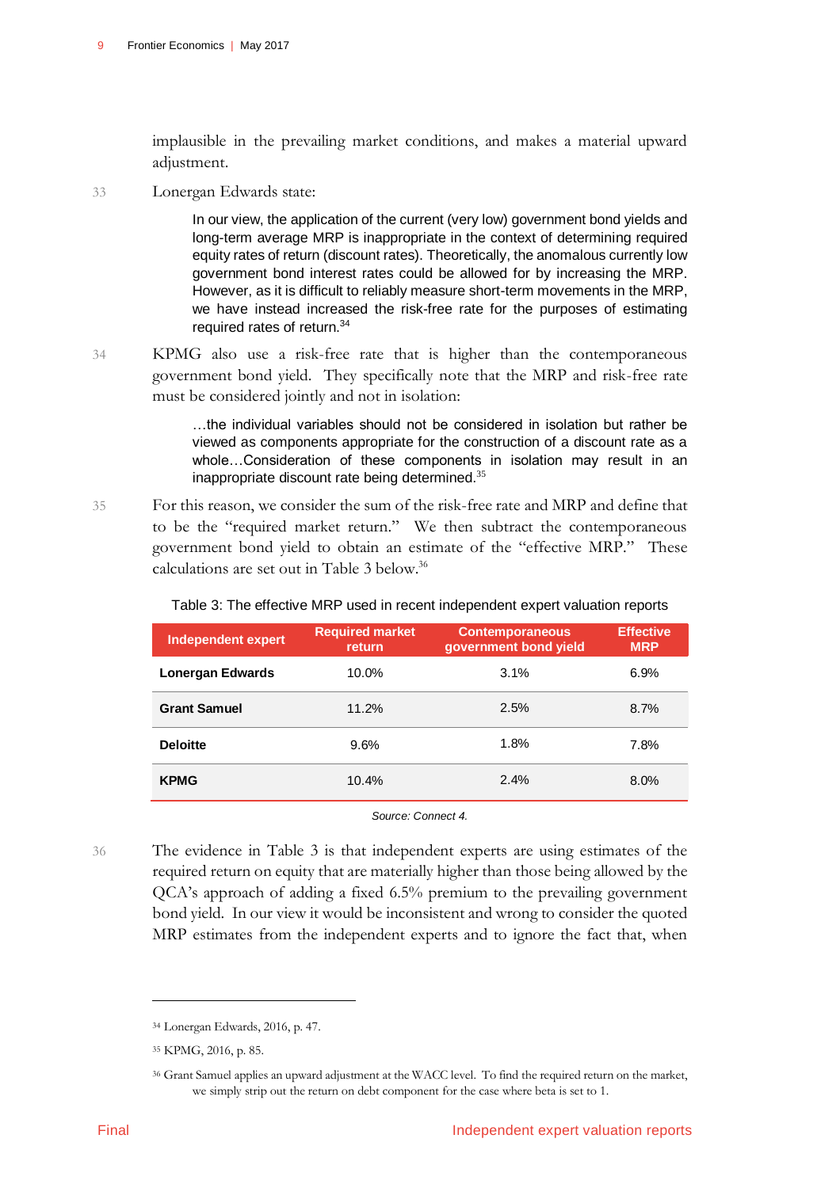implausible in the prevailing market conditions, and makes a material upward adjustment.

33 Lonergan Edwards state:

> In our view, the application of the current (very low) government bond yields and long-term average MRP is inappropriate in the context of determining required equity rates of return (discount rates). Theoretically, the anomalous currently low government bond interest rates could be allowed for by increasing the MRP. However, as it is difficult to reliably measure short-term movements in the MRP, we have instead increased the risk-free rate for the purposes of estimating required rates of return.[34]

34 KPMG also use a risk-free rate that is higher than the contemporaneous government bond yield. They specifically note that the MRP and risk-free rate must be considered jointly and not in isolation:

> …the individual variables should not be considered in isolation but rather be viewed as components appropriate for the construction of a discount rate as a whole…Consideration of these components in isolation may result in an inappropriate discount rate being determined.[35]

35 For this reason, we consider the sum of the risk-free rate and MRP and define that to be the "required market return." We then subtract the contemporaneous government bond yield to obtain an estimate of the "effective MRP." These calculations are set out in Table 3 below.[36]

Table 3: The effective MRP used in recent independent expert valuation reports

| Independent expert | Required market return | Contemporaneous government bond yield | Effective MRP |
|---|---|---|---|
| **Lonergan Edwards** | 10.0% | 3.1% | 6.9% |
| **Grant Samuel** | 11.2% | 2.5% | 8.7% |
| **Deloitte** | 9.6% | 1.8% | 7.8% |
| **KPMG** | 10.4% | 2.4% | 8.0% |

*Source: Connect 4.*

36 The evidence in Table 3 is that independent experts are using estimates of the required return on equity that are materially higher than those being allowed by the QCA's approach of adding a fixed 6.5% premium to the prevailing government bond yield. In our view it would be inconsistent and wrong to consider the quoted MRP estimates from the independent experts and to ignore the fact that, when

---

[34] Lonergan Edwards, 2016, p. 47.

[35] KPMG, 2016, p. 85.

[36] Grant Samuel applies an upward adjustment at the WACC level. To find the required return on the market, we simply strip out the return on debt component for the case where beta is set to 1.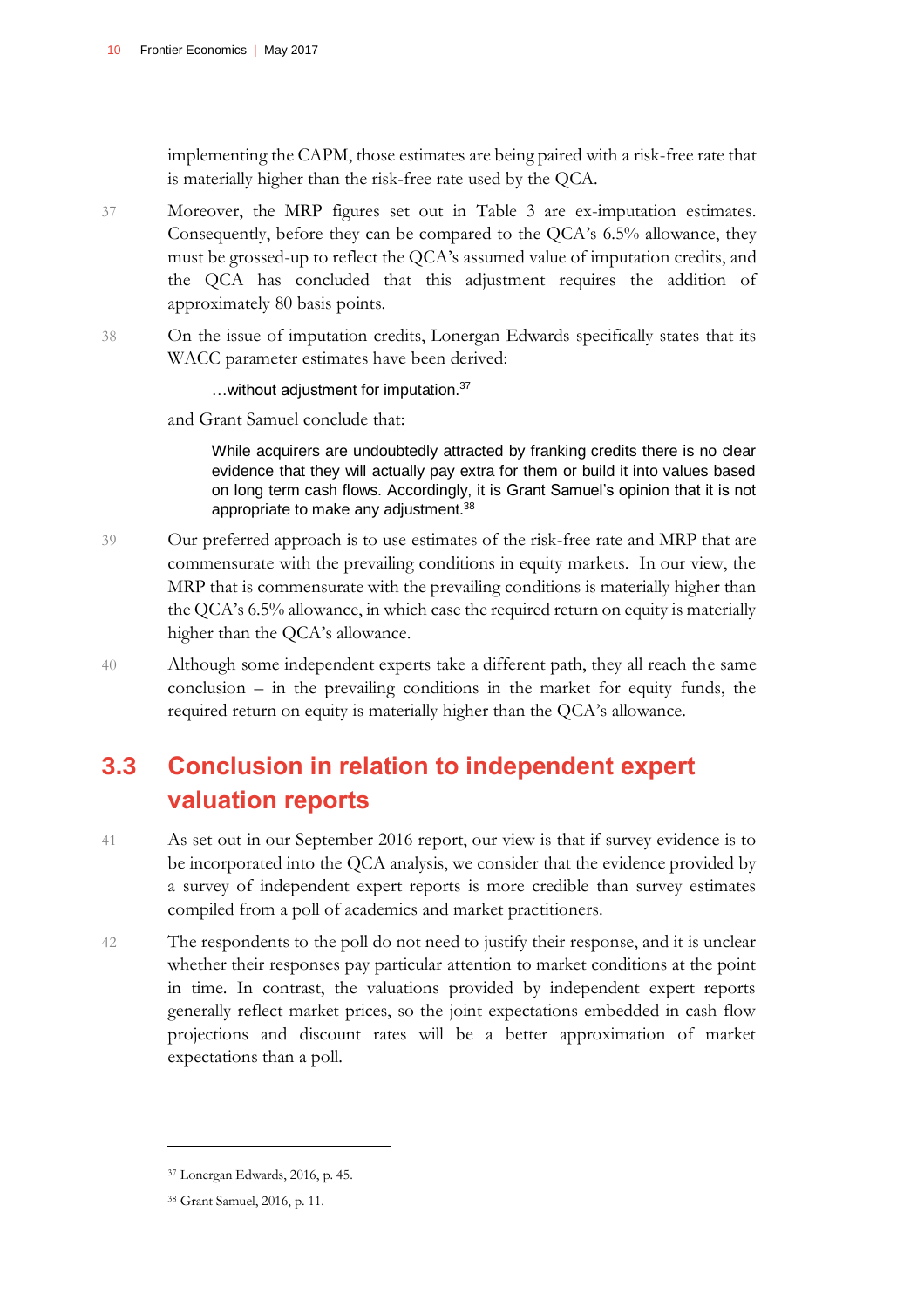implementing the CAPM, those estimates are being paired with a risk-free rate that is materially higher than the risk-free rate used by the QCA.

37 Moreover, the MRP figures set out in Table 3 are ex-imputation estimates. Consequently, before they can be compared to the QCA's 6.5% allowance, they must be grossed-up to reflect the QCA's assumed value of imputation credits, and the QCA has concluded that this adjustment requires the addition of approximately 80 basis points.

38 On the issue of imputation credits, Lonergan Edwards specifically states that its WACC parameter estimates have been derived:

> …without adjustment for imputation.[37]

and Grant Samuel conclude that:

> While acquirers are undoubtedly attracted by franking credits there is no clear evidence that they will actually pay extra for them or build it into values based on long term cash flows. Accordingly, it is Grant Samuel's opinion that it is not appropriate to make any adjustment.[38]

39 Our preferred approach is to use estimates of the risk-free rate and MRP that are commensurate with the prevailing conditions in equity markets. In our view, the MRP that is commensurate with the prevailing conditions is materially higher than the QCA's 6.5% allowance, in which case the required return on equity is materially higher than the QCA's allowance.

40 Although some independent experts take a different path, they all reach the same conclusion – in the prevailing conditions in the market for equity funds, the required return on equity is materially higher than the QCA's allowance.

## 3.3 Conclusion in relation to independent expert valuation reports

41 As set out in our September 2016 report, our view is that if survey evidence is to be incorporated into the QCA analysis, we consider that the evidence provided by a survey of independent expert reports is more credible than survey estimates compiled from a poll of academics and market practitioners.

42 The respondents to the poll do not need to justify their response, and it is unclear whether their responses pay particular attention to market conditions at the point in time. In contrast, the valuations provided by independent expert reports generally reflect market prices, so the joint expectations embedded in cash flow projections and discount rates will be a better approximation of market expectations than a poll.

---

[37] Lonergan Edwards, 2016, p. 45.

[38] Grant Samuel, 2016, p. 11.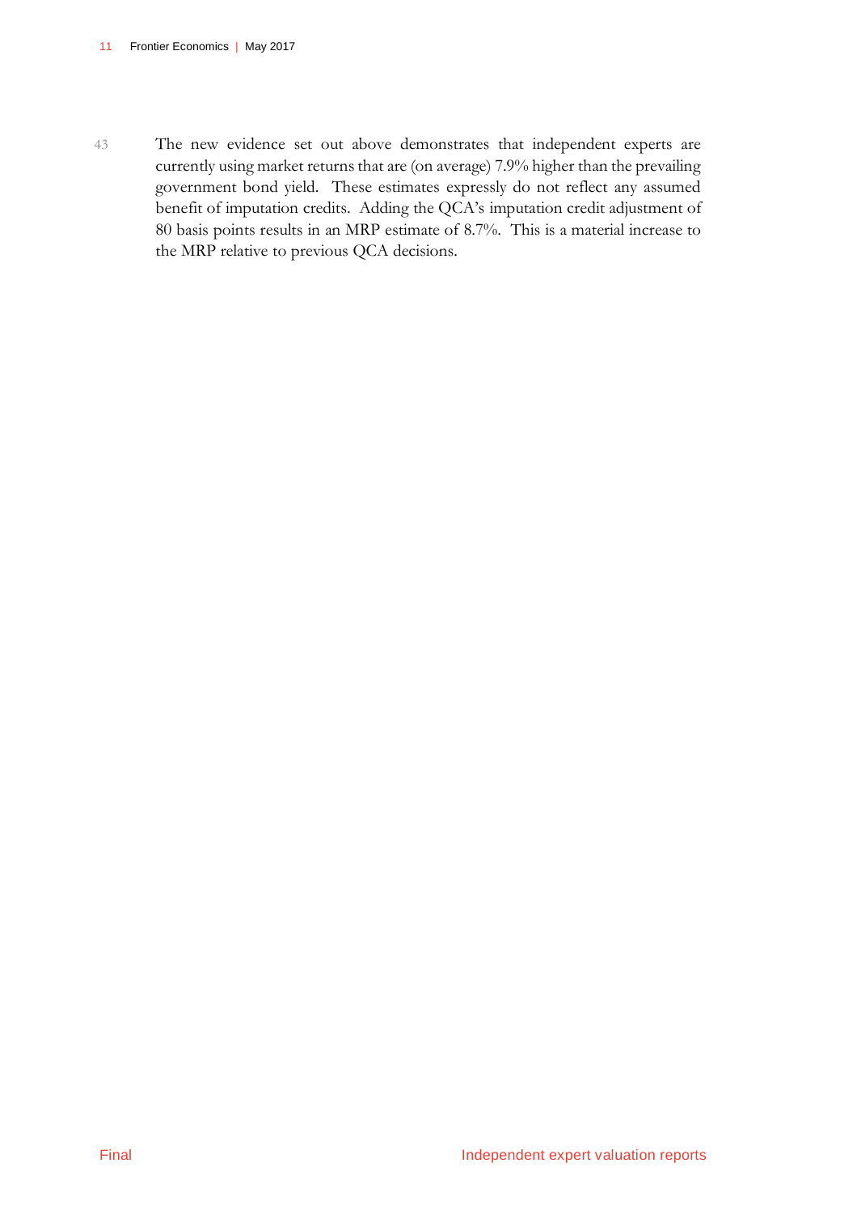43 The new evidence set out above demonstrates that independent experts are currently using market returns that are (on average) 7.9% higher than the prevailing government bond yield. These estimates expressly do not reflect any assumed benefit of imputation credits. Adding the QCA's imputation credit adjustment of 80 basis points results in an MRP estimate of 8.7%. This is a material increase to the MRP relative to previous QCA decisions.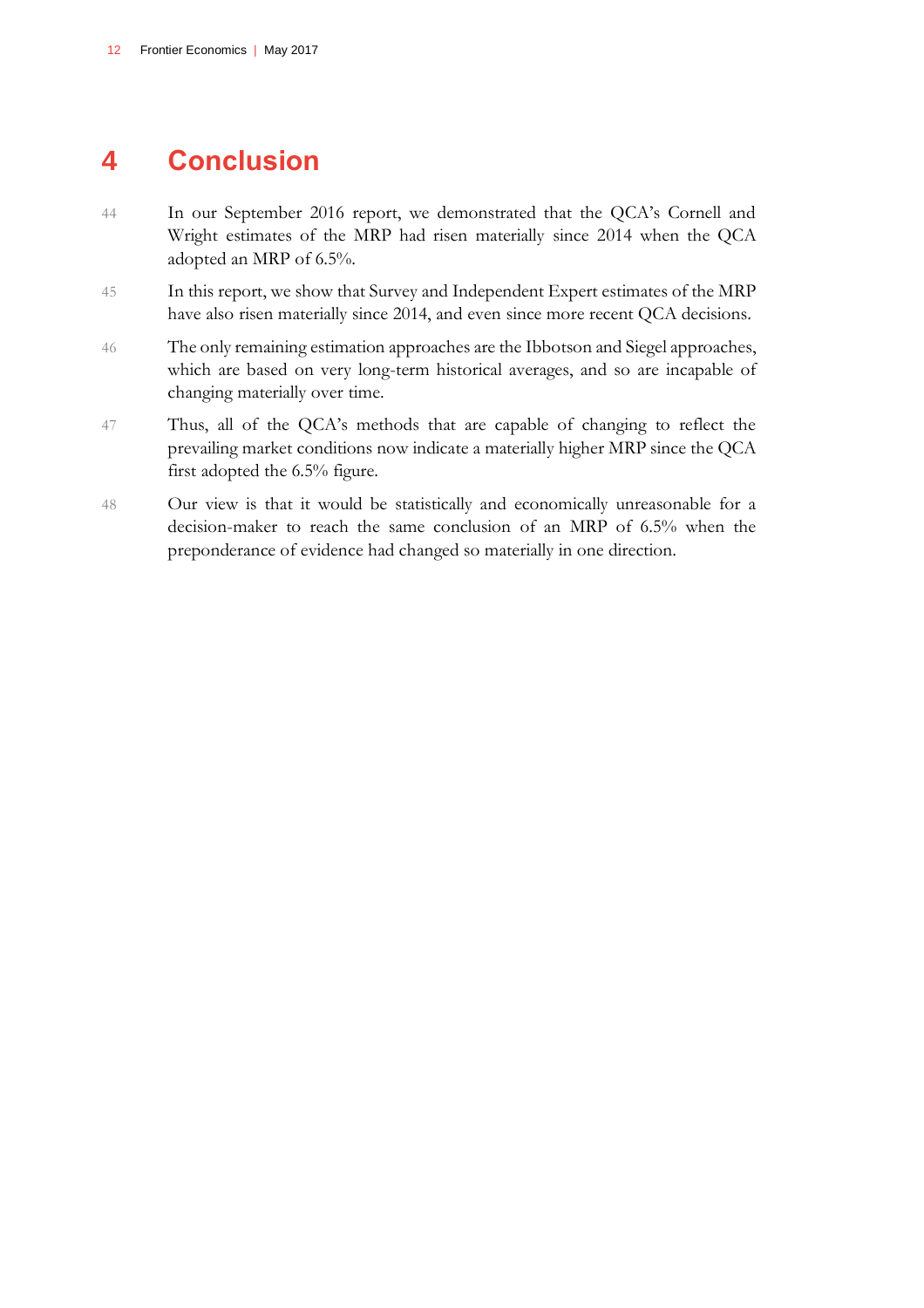# 4 Conclusion

44 In our September 2016 report, we demonstrated that the QCA's Cornell and Wright estimates of the MRP had risen materially since 2014 when the QCA adopted an MRP of 6.5%.

45 In this report, we show that Survey and Independent Expert estimates of the MRP have also risen materially since 2014, and even since more recent QCA decisions.

46 The only remaining estimation approaches are the Ibbotson and Siegel approaches, which are based on very long-term historical averages, and so are incapable of changing materially over time.

47 Thus, all of the QCA's methods that are capable of changing to reflect the prevailing market conditions now indicate a materially higher MRP since the QCA first adopted the 6.5% figure.

48 Our view is that it would be statistically and economically unreasonable for a decision-maker to reach the same conclusion of an MRP of 6.5% when the preponderance of evidence had changed so materially in one direction.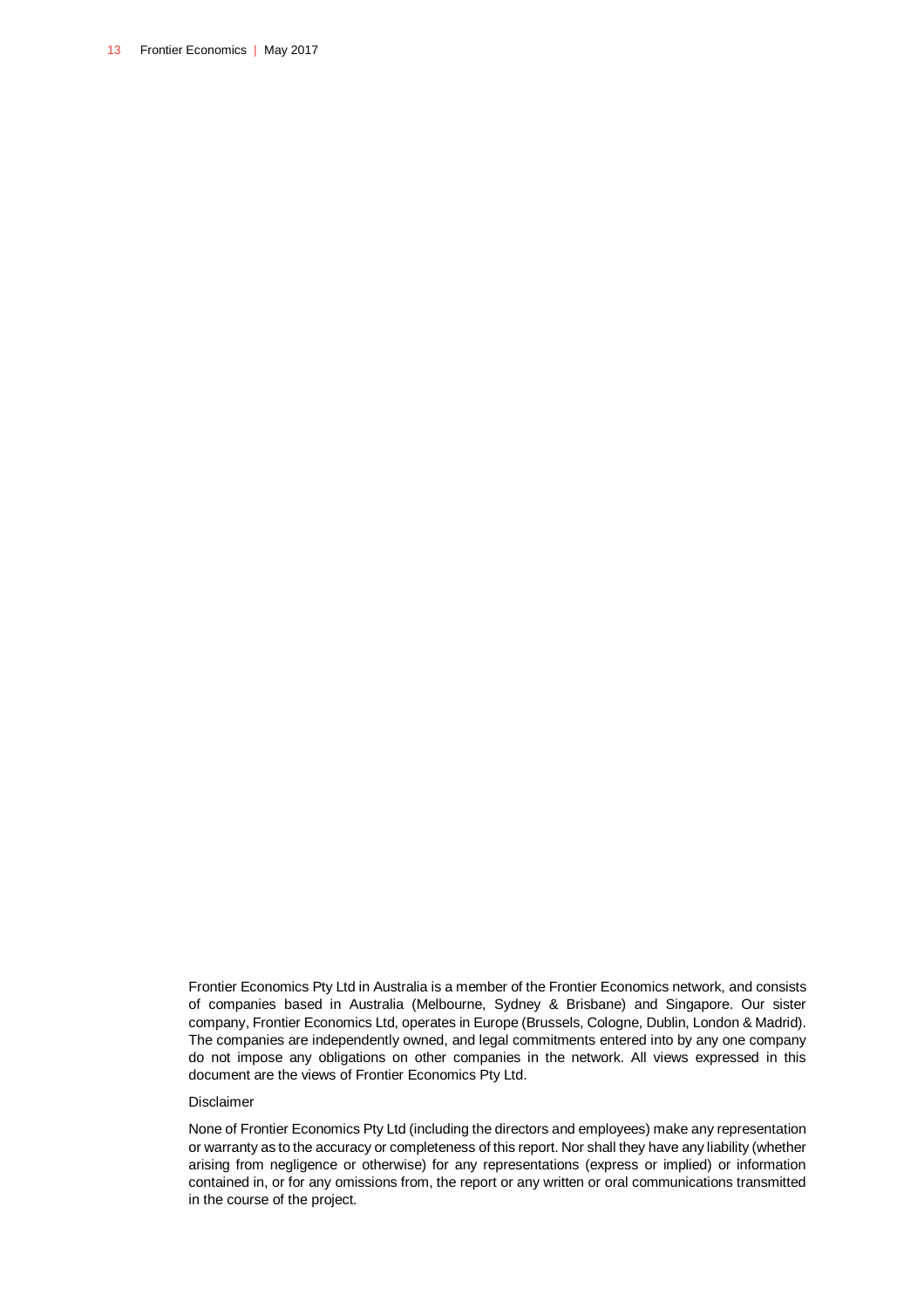Frontier Economics Pty Ltd in Australia is a member of the Frontier Economics network, and consists of companies based in Australia (Melbourne, Sydney & Brisbane) and Singapore. Our sister company, Frontier Economics Ltd, operates in Europe (Brussels, Cologne, Dublin, London & Madrid). The companies are independently owned, and legal commitments entered into by any one company do not impose any obligations on other companies in the network. All views expressed in this document are the views of Frontier Economics Pty Ltd.

Disclaimer

None of Frontier Economics Pty Ltd (including the directors and employees) make any representation or warranty as to the accuracy or completeness of this report. Nor shall they have any liability (whether arising from negligence or otherwise) for any representations (express or implied) or information contained in, or for any omissions from, the report or any written or oral communications transmitted in the course of the project.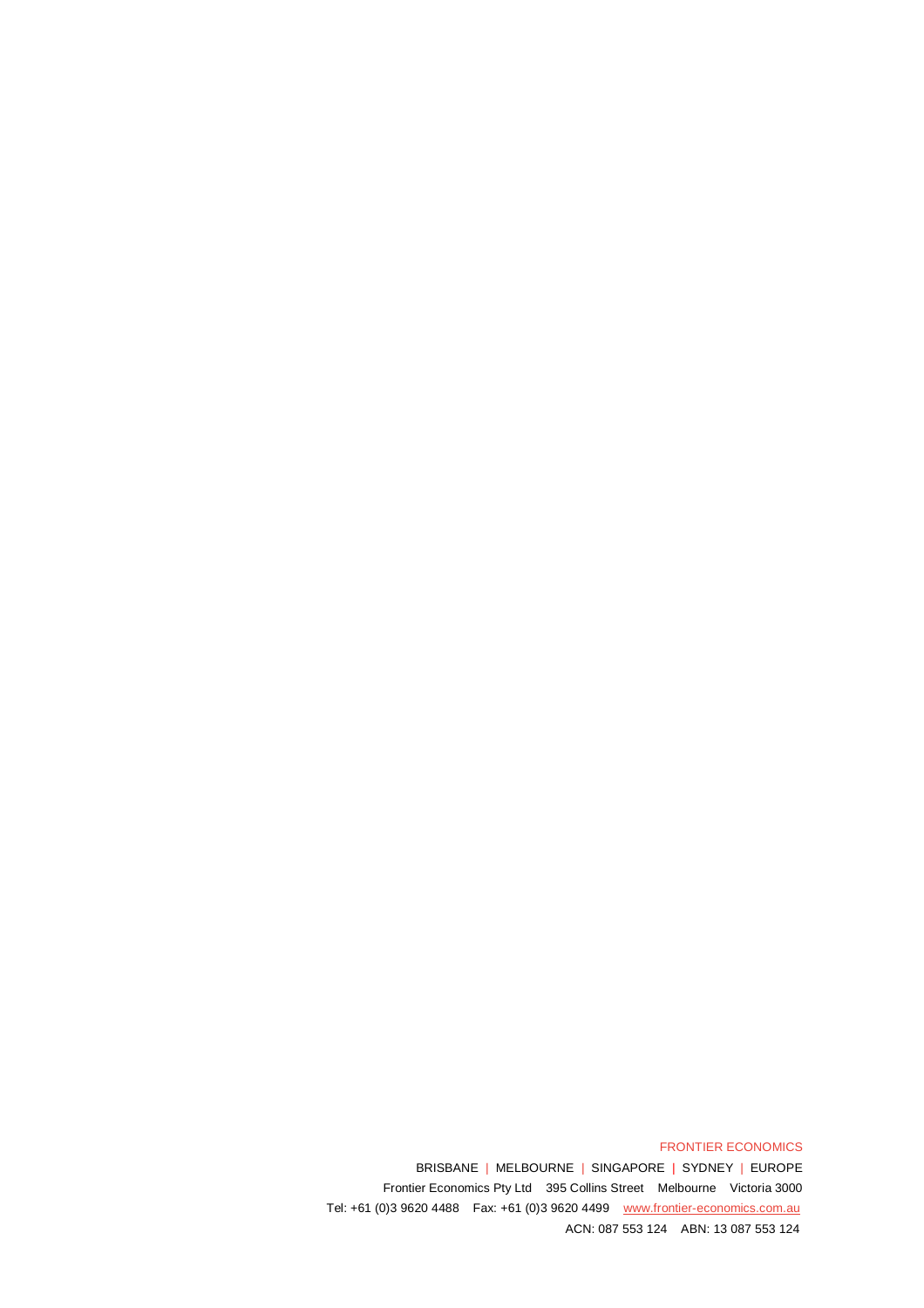FRONTIER ECONOMICS

BRISBANE | MELBOURNE | SINGAPORE | SYDNEY | EUROPE

Frontier Economics Pty Ltd 395 Collins Street Melbourne Victoria 3000

Tel: +61 (0)3 9620 4488 Fax: +61 (0)3 9620 4499 www.frontier-economics.com.au

ACN: 087 553 124 ABN: 13 087 553 124